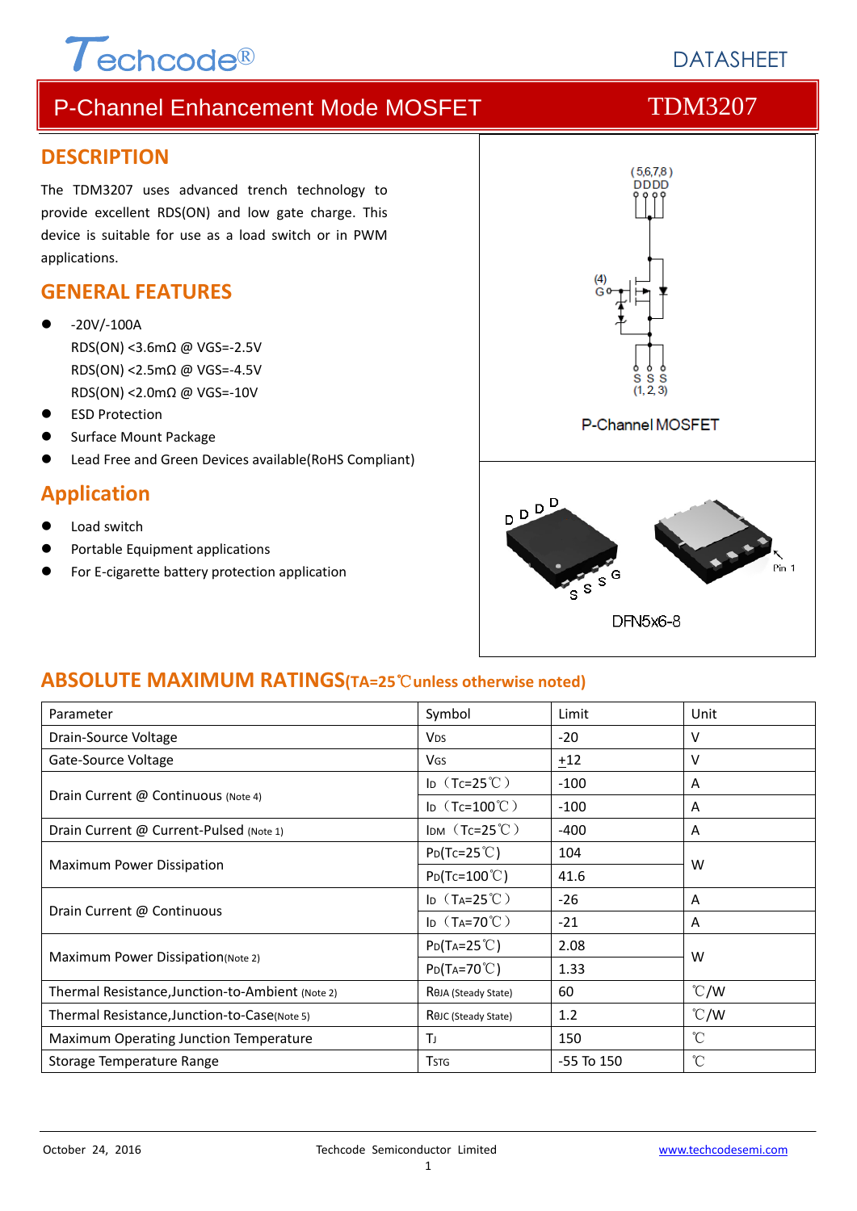Techcode®

DATASHEET

# P-Channel Enhancement Mode MOSFET TDM3207

## DESCRIPTION

The TDM3207 uses advanced trench technology to provide excellent RDS(ON) and low gate charge. This device is suitable for use as a load switch or in PWM applications.

## GENERAL FEATURES

- -20V/-100A
  RDS(ON) <3.6mΩ @ VGS=-2.5V
  RDS(ON) <2.5mΩ @ VGS=-4.5V
  RDS(ON) <2.0mΩ @ VGS=-10V
- ESD Protection
- Surface Mount Package
- Lead Free and Green Devices available(RoHS Compliant)

## Application

- Load switch
- Portable Equipment applications
- For E-cigarette battery protection application

(5,6,7,8) DDDD

(4) G

S S S (1, 2, 3)

P-Channel MOSFET

DFN5x6-8

## ABSOLUTE MAXIMUM RATINGS(TA=25℃unless otherwise noted)

| Parameter | Symbol | Limit | Unit |
|---|---|---|---|
| Drain-Source Voltage | $V_{DS}$ | -20 | V |
| Gate-Source Voltage | $V_{GS}$ | ±12 | V |
| Drain Current @ Continuous (Note 4) | $I_D$（$T_C$=25℃） | -100 | A |
| | $I_D$（$T_C$=100℃） | -100 | A |
| Drain Current @ Current-Pulsed (Note 1) | $I_{DM}$（$T_C$=25℃） | -400 | A |
| Maximum Power Dissipation | $P_D$($T_C$=25℃) | 104 | W |
| | $P_D$($T_C$=100℃) | 41.6 | |
| Drain Current @ Continuous | $I_D$（$T_A$=25℃） | -26 | A |
| | $I_D$（$T_A$=70℃） | -21 | A |
| Maximum Power Dissipation(Note 2) | $P_D$($T_A$=25℃) | 2.08 | W |
| | $P_D$($T_A$=70℃) | 1.33 | |
| Thermal Resistance,Junction-to-Ambient (Note 2) | $R_{\theta JA}$ (Steady State) | 60 | ℃/W |
| Thermal Resistance,Junction-to-Case(Note 5) | $R_{\theta JC}$ (Steady State) | 1.2 | ℃/W |
| Maximum Operating Junction Temperature | $T_J$ | 150 | ℃ |
| Storage Temperature Range | $T_{STG}$ | -55 To 150 | ℃ |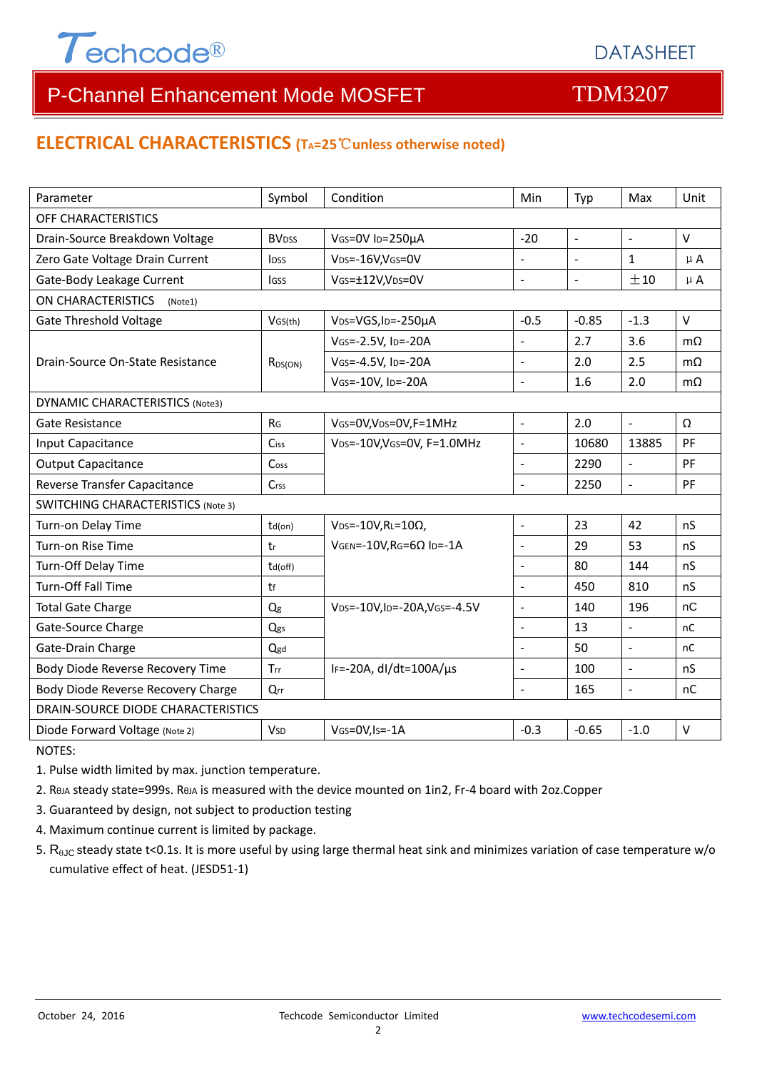## ELECTRICAL CHARACTERISTICS ($T_A$=25℃unless otherwise noted)

| Parameter | Symbol | Condition | Min | Typ | Max | Unit |
|---|---|---|---|---|---|---|
| OFF CHARACTERISTICS | | | | | | |
| Drain-Source Breakdown Voltage | $BV_{DSS}$ | $V_{GS}$=0V $I_D$=250μA | -20 | - | - | V |
| Zero Gate Voltage Drain Current | $I_{DSS}$ | $V_{DS}$=-16V,$V_{GS}$=0V | - | - | 1 | μA |
| Gate-Body Leakage Current | $I_{GSS}$ | $V_{GS}$=±12V,$V_{DS}$=0V | - | - | ±10 | μA |
| ON CHARACTERISTICS (Note1) | | | | | | |
| Gate Threshold Voltage | $V_{GS(th)}$ | $V_{DS}$=VGS,$I_D$=-250μA | -0.5 | -0.85 | -1.3 | V |
| Drain-Source On-State Resistance | $R_{DS(ON)}$ | $V_{GS}$=-2.5V, $I_D$=-20A | - | 2.7 | 3.6 | mΩ |
| | | $V_{GS}$=-4.5V, $I_D$=-20A | - | 2.0 | 2.5 | mΩ |
| | | $V_{GS}$=-10V, $I_D$=-20A | - | 1.6 | 2.0 | mΩ |
| DYNAMIC CHARACTERISTICS (Note3) | | | | | | |
| Gate Resistance | $R_G$ | $V_{GS}$=0V,$V_{DS}$=0V,F=1MHz | - | 2.0 | - | Ω |
| Input Capacitance | $C_{iss}$ | $V_{DS}$=-10V,$V_{GS}$=0V, F=1.0MHz | - | 10680 | 13885 | PF |
| Output Capacitance | $C_{oss}$ | | - | 2290 | - | PF |
| Reverse Transfer Capacitance | $C_{rss}$ | | - | 2250 | - | PF |
| SWITCHING CHARACTERISTICS (Note 3) | | | | | | |
| Turn-on Delay Time | $t_{d(on)}$ | $V_{DS}$=-10V,$R_L$=10Ω, $V_{GEN}$=-10V,$R_G$=6Ω $I_D$=-1A | - | 23 | 42 | nS |
| Turn-on Rise Time | $t_r$ | | - | 29 | 53 | nS |
| Turn-Off Delay Time | $t_{d(off)}$ | | - | 80 | 144 | nS |
| Turn-Off Fall Time | $t_f$ | | - | 450 | 810 | nS |
| Total Gate Charge | $Q_g$ | $V_{DS}$=-10V,$I_D$=-20A,$V_{GS}$=-4.5V | - | 140 | 196 | nC |
| Gate-Source Charge | $Q_{gs}$ | | - | 13 | - | nC |
| Gate-Drain Charge | $Q_{gd}$ | | - | 50 | - | nC |
| Body Diode Reverse Recovery Time | $T_{rr}$ | $I_F$=-20A, dI/dt=100A/μs | - | 100 | - | nS |
| Body Diode Reverse Recovery Charge | $Q_{rr}$ | | - | 165 | - | nC |
| DRAIN-SOURCE DIODE CHARACTERISTICS | | | | | | |
| Diode Forward Voltage (Note 2) | $V_{SD}$ | $V_{GS}$=0V,$I_S$=-1A | -0.3 | -0.65 | -1.0 | V |

NOTES:

1. Pulse width limited by max. junction temperature.
2. $R_{\theta JA}$ steady state=999s. $R_{\theta JA}$ is measured with the device mounted on 1in2, Fr-4 board with 2oz.Copper
3. Guaranteed by design, not subject to production testing
4. Maximum continue current is limited by package.
5. $R_{\theta JC}$ steady state t<0.1s. It is more useful by using large thermal heat sink and minimizes variation of case temperature w/o cumulative effect of heat. (JESD51-1)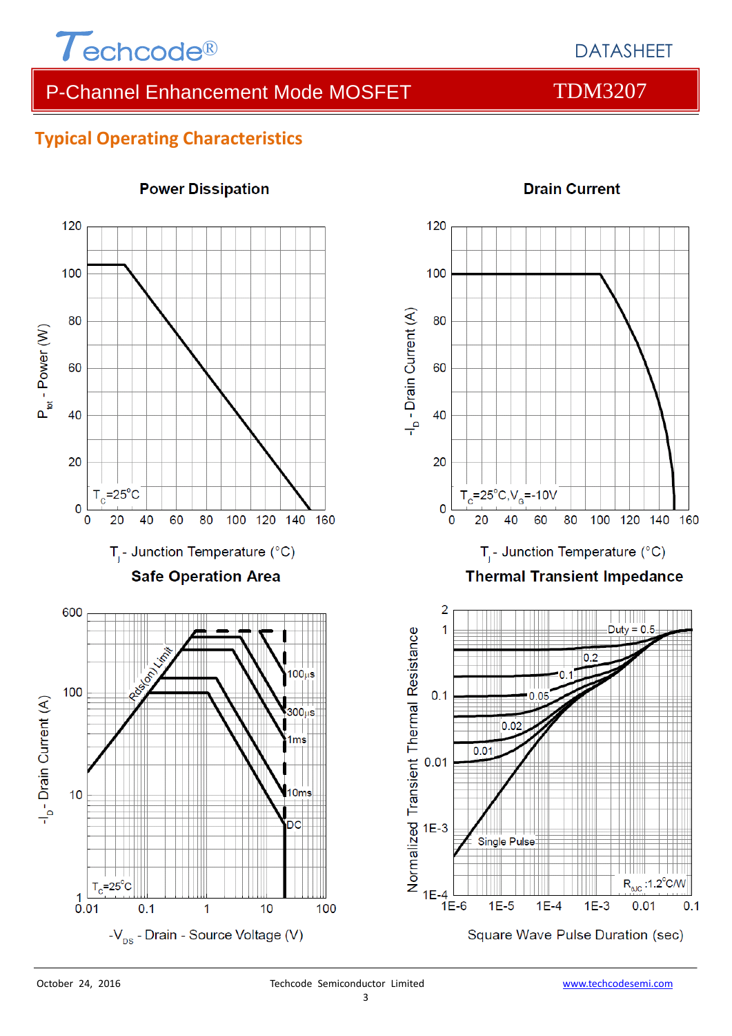## Typical Operating Characteristics

**Power Dissipation**

$P_{tot}$ - Power (W)

$T_C$=25°C

$T_j$ - Junction Temperature (°C)

**Drain Current**

$-I_D$ - Drain Current (A)

$T_C$=25°C,$V_G$=-10V

$T_j$ - Junction Temperature (°C)

**Safe Operation Area**

$-I_D$ - Drain Current (A)

Rds(on) Limit

100μs

300μs

1ms

10ms

DC

$T_C$=25°C

$-V_{DS}$ - Drain - Source Voltage (V)

**Thermal Transient Impedance**

Normalized Transient Thermal Resistance

Duty = 0.5

0.2

0.1

0.05

0.02

0.01

Single Pulse

$R_{\theta JC}$ :1.2°C/W

Square Wave Pulse Duration (sec)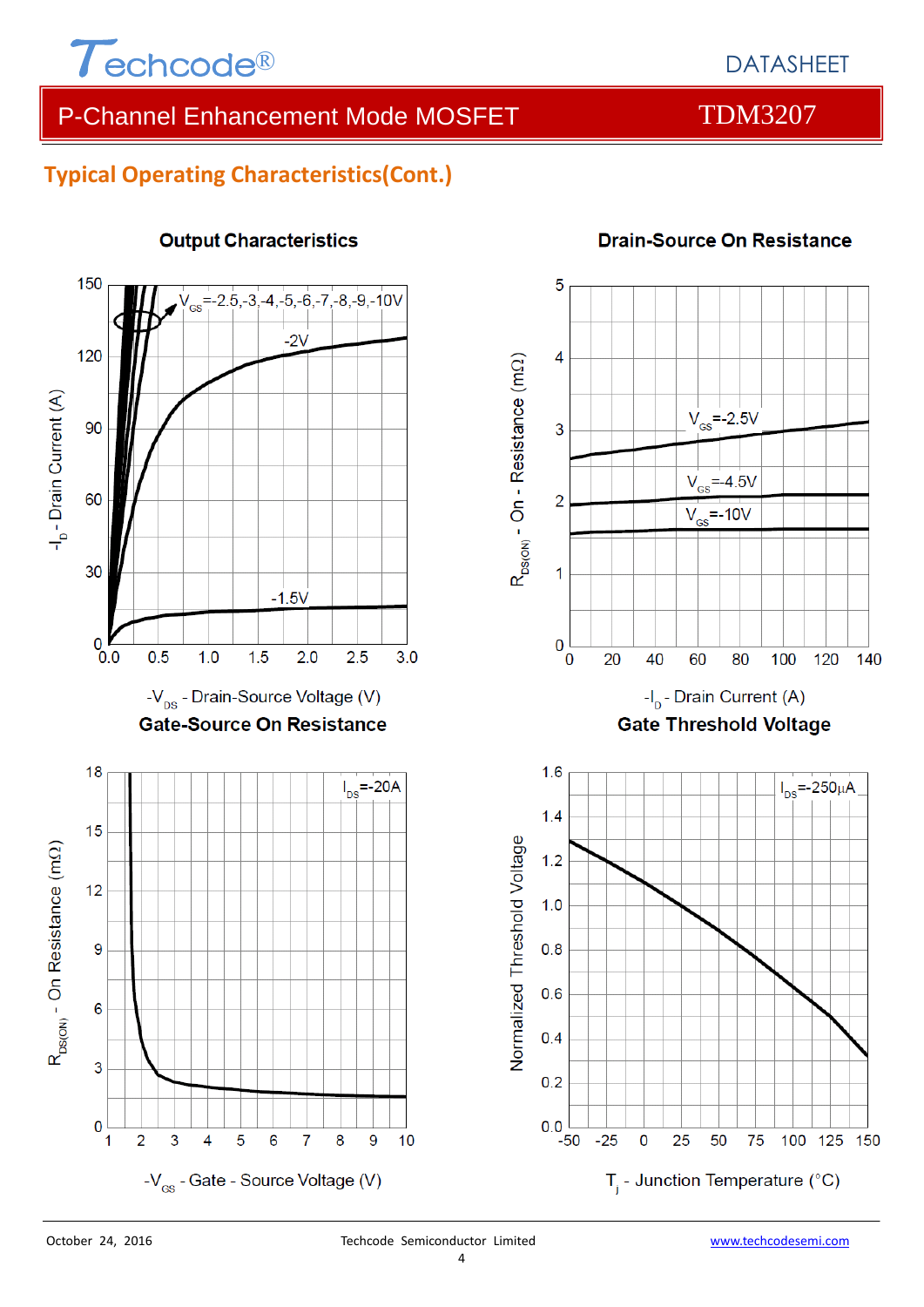## Typical Operating Characteristics(Cont.)

**Output Characteristics**

$V_{GS}$=-2.5,-3,-4,-5,-6,-7,-8,-9,-10V

-2V

-1.5V

$-I_D$ - Drain Current (A)

$-V_{DS}$ - Drain-Source Voltage (V)

**Drain-Source On Resistance**

$V_{GS}$=-2.5V

$V_{GS}$=-4.5V

$V_{GS}$=-10V

$R_{DS(ON)}$ - On - Resistance (mΩ)

$-I_D$ - Drain Current (A)

**Gate-Source On Resistance**

$I_{DS}$=-20A

$R_{DS(ON)}$ - On Resistance (mΩ)

$-V_{GS}$ - Gate - Source Voltage (V)

**Gate Threshold Voltage**

$I_{DS}$=-250μA

Normalized Threshold Voltage

$T_j$ - Junction Temperature (°C)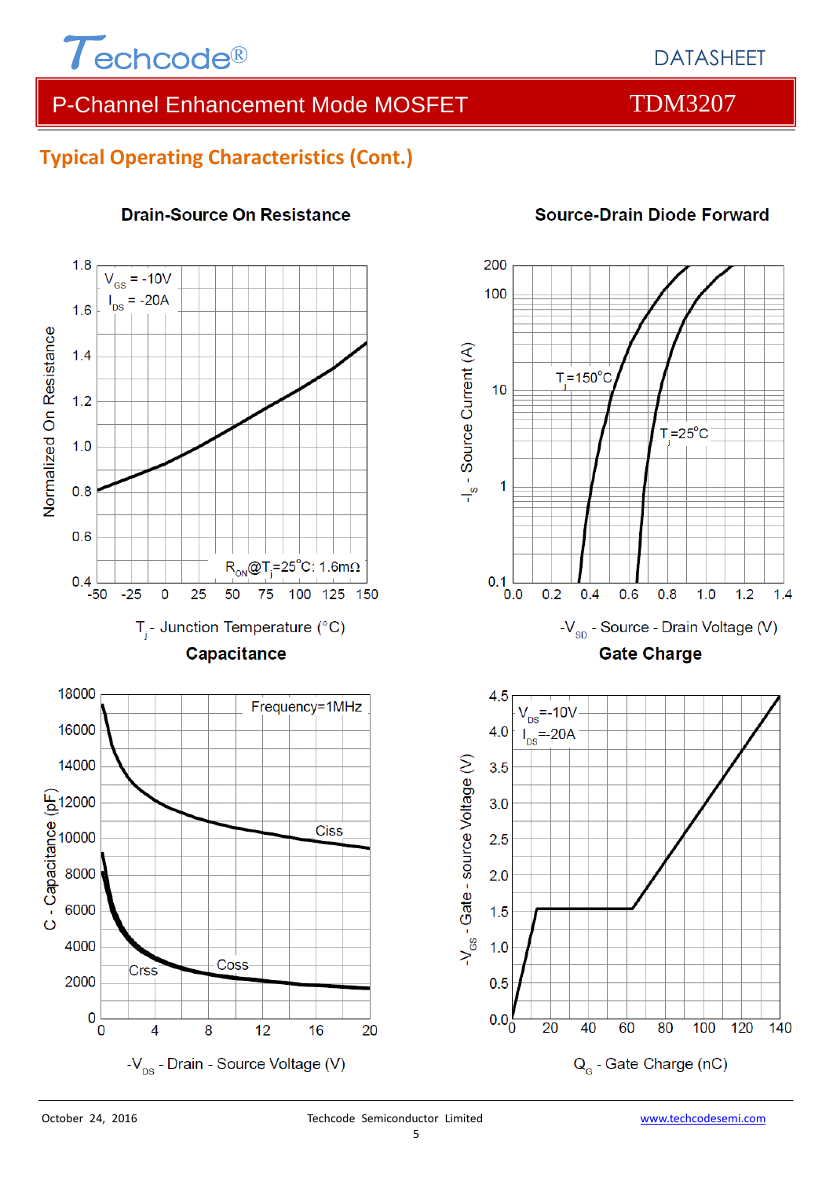## Typical Operating Characteristics (Cont.)

**Drain-Source On Resistance**

$V_{GS}$ = -10V
$I_{DS}$ = -20A

$R_{ON}$@$T_j$=25°C: 1.6mΩ

Normalized On Resistance

$T_j$ - Junction Temperature (°C)

**Source-Drain Diode Forward**

$T_j$=150°C

$T_j$=25°C

$-I_S$ - Source Current (A)

$-V_{SD}$ - Source - Drain Voltage (V)

**Capacitance**

Frequency=1MHz

Ciss

Coss

Crss

C - Capacitance (pF)

$-V_{DS}$ - Drain - Source Voltage (V)

**Gate Charge**

$V_{DS}$=-10V
$I_{DS}$=-20A

$-V_{GS}$ - Gate - source Voltage (V)

$Q_G$ - Gate Charge (nC)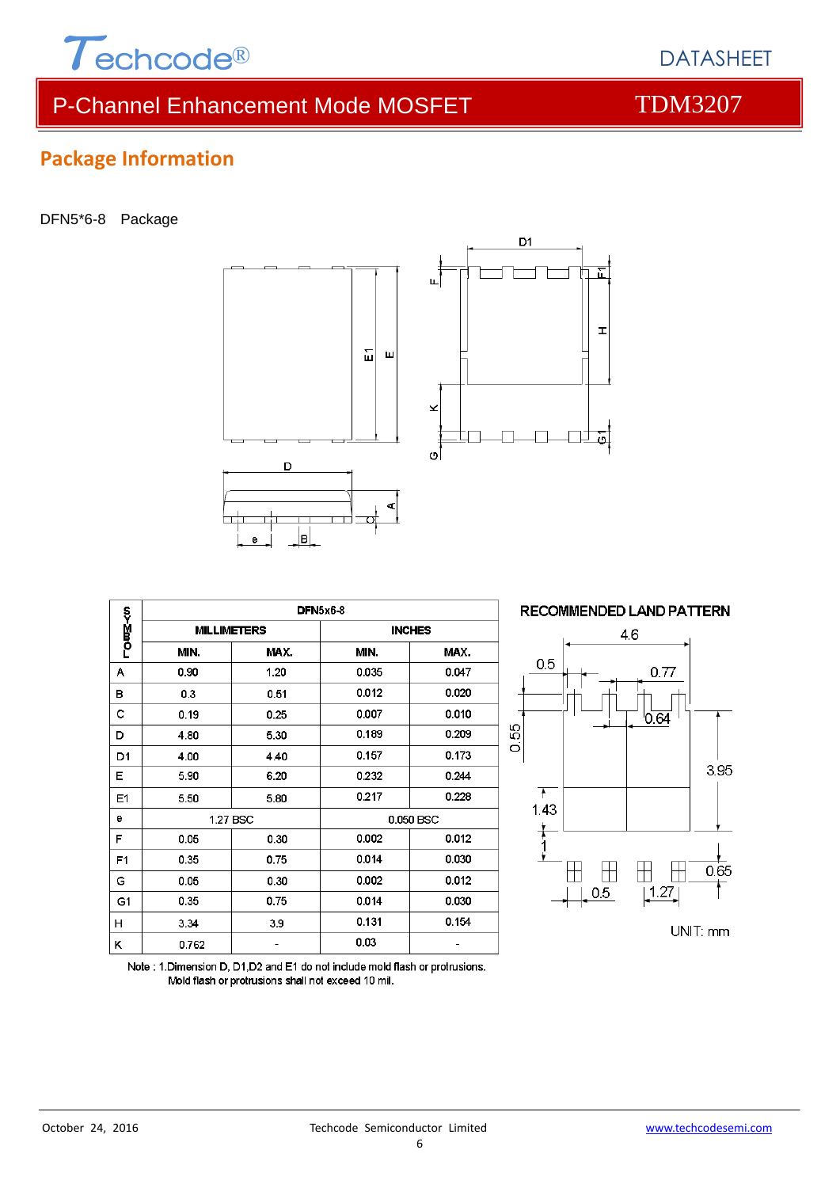## Package Information

DFN5*6-8 Package

| SYMBOL | DFN5x6-8 | | | |
|---|---|---|---|---|
| | MILLIMETERS | | INCHES | |
| | MIN. | MAX. | MIN. | MAX. |
| A | 0.90 | 1.20 | 0.035 | 0.047 |
| B | 0.3 | 0.51 | 0.012 | 0.020 |
| C | 0.19 | 0.25 | 0.007 | 0.010 |
| D | 4.80 | 5.30 | 0.189 | 0.209 |
| D1 | 4.00 | 4.40 | 0.157 | 0.173 |
| E | 5.90 | 6.20 | 0.232 | 0.244 |
| E1 | 5.50 | 5.80 | 0.217 | 0.228 |
| e | 1.27 BSC | | 0.050 BSC | |
| F | 0.05 | 0.30 | 0.002 | 0.012 |
| F1 | 0.35 | 0.75 | 0.014 | 0.030 |
| G | 0.05 | 0.30 | 0.002 | 0.012 |
| G1 | 0.35 | 0.75 | 0.014 | 0.030 |
| H | 3.34 | 3.9 | 0.131 | 0.154 |
| K | 0.762 | - | 0.03 | - |

Note : 1.Dimension D, D1,D2 and E1 do not include mold flash or protrusions.
Mold flash or protrusions shall not exceed 10 mil.

RECOMMENDED LAND PATTERN

UNIT: mm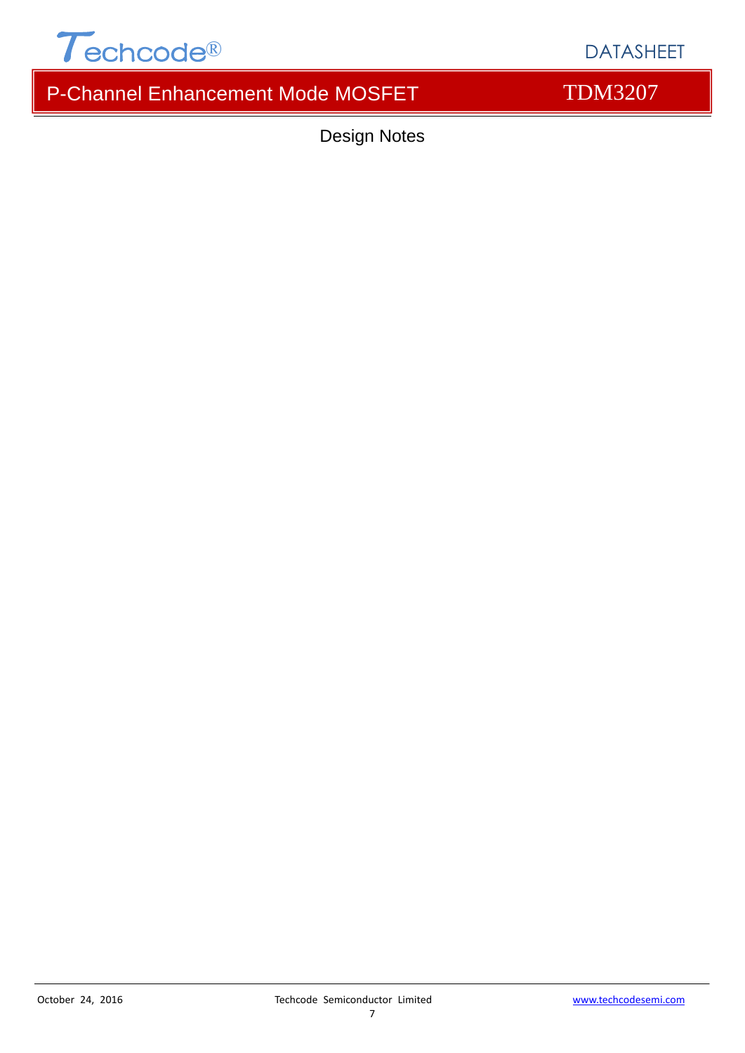Design Notes